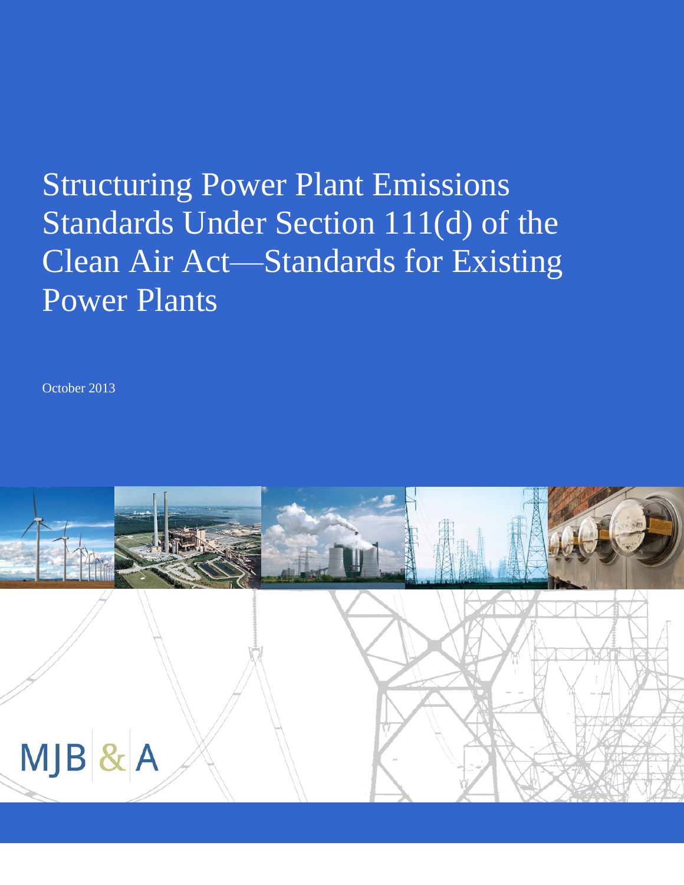# Structuring Power Plant Emissions Standards Under Section 111(d) of the Clean Air Act—Standards for Existing Power Plants

October 2013

MJB & A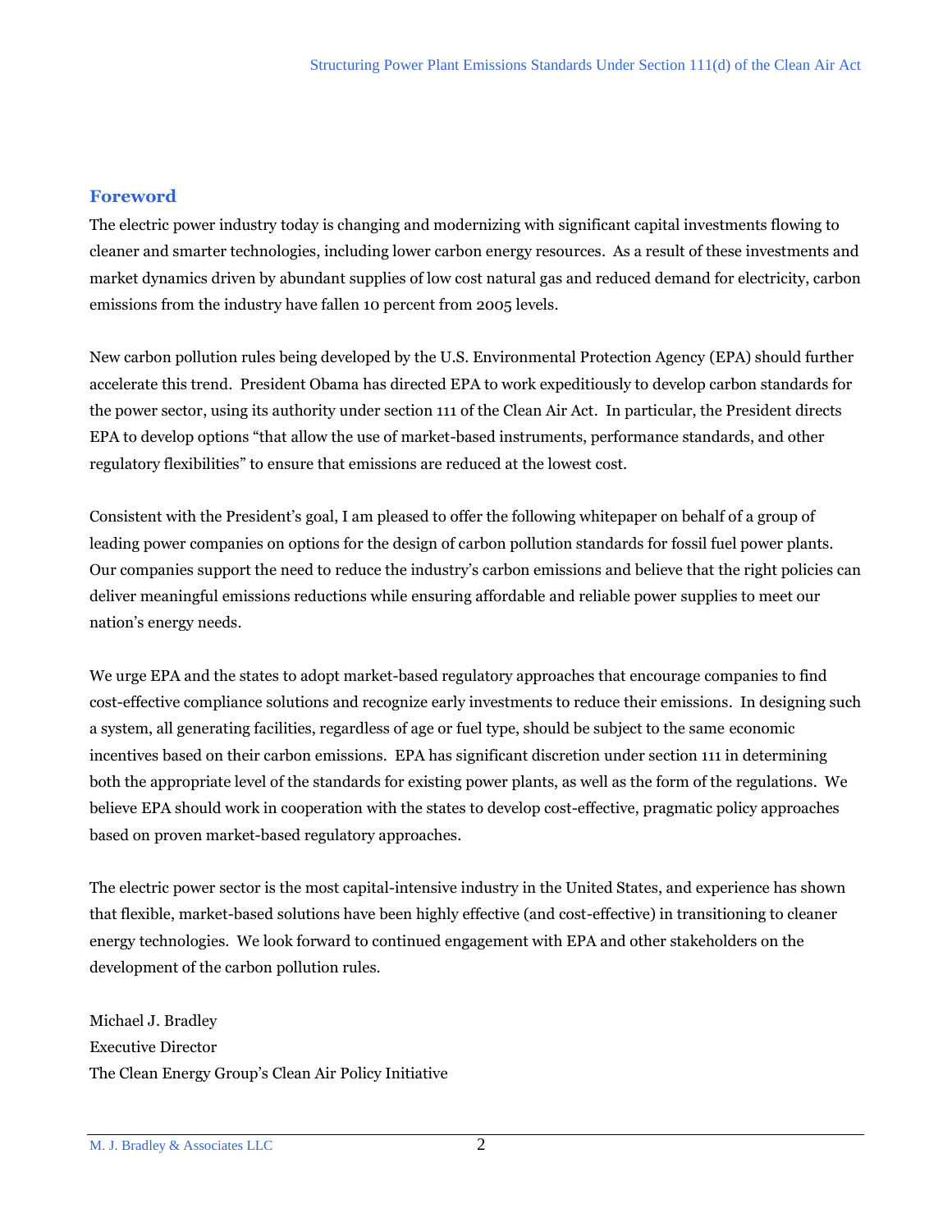## Foreword

The electric power industry today is changing and modernizing with significant capital investments flowing to cleaner and smarter technologies, including lower carbon energy resources. As a result of these investments and market dynamics driven by abundant supplies of low cost natural gas and reduced demand for electricity, carbon emissions from the industry have fallen 10 percent from 2005 levels.

New carbon pollution rules being developed by the U.S. Environmental Protection Agency (EPA) should further accelerate this trend. President Obama has directed EPA to work expeditiously to develop carbon standards for the power sector, using its authority under section 111 of the Clean Air Act. In particular, the President directs EPA to develop options "that allow the use of market-based instruments, performance standards, and other regulatory flexibilities" to ensure that emissions are reduced at the lowest cost.

Consistent with the President's goal, I am pleased to offer the following whitepaper on behalf of a group of leading power companies on options for the design of carbon pollution standards for fossil fuel power plants. Our companies support the need to reduce the industry's carbon emissions and believe that the right policies can deliver meaningful emissions reductions while ensuring affordable and reliable power supplies to meet our nation's energy needs.

We urge EPA and the states to adopt market-based regulatory approaches that encourage companies to find cost-effective compliance solutions and recognize early investments to reduce their emissions. In designing such a system, all generating facilities, regardless of age or fuel type, should be subject to the same economic incentives based on their carbon emissions. EPA has significant discretion under section 111 in determining both the appropriate level of the standards for existing power plants, as well as the form of the regulations. We believe EPA should work in cooperation with the states to develop cost-effective, pragmatic policy approaches based on proven market-based regulatory approaches.

The electric power sector is the most capital-intensive industry in the United States, and experience has shown that flexible, market-based solutions have been highly effective (and cost-effective) in transitioning to cleaner energy technologies. We look forward to continued engagement with EPA and other stakeholders on the development of the carbon pollution rules.

Michael J. Bradley
Executive Director
The Clean Energy Group's Clean Air Policy Initiative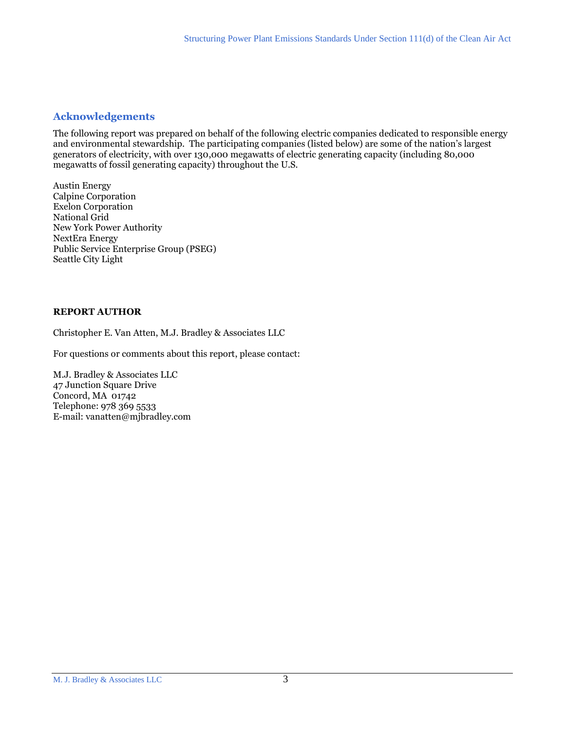## Acknowledgements

The following report was prepared on behalf of the following electric companies dedicated to responsible energy and environmental stewardship. The participating companies (listed below) are some of the nation's largest generators of electricity, with over 130,000 megawatts of electric generating capacity (including 80,000 megawatts of fossil generating capacity) throughout the U.S.

Austin Energy
Calpine Corporation
Exelon Corporation
National Grid
New York Power Authority
NextEra Energy
Public Service Enterprise Group (PSEG)
Seattle City Light

**REPORT AUTHOR**

Christopher E. Van Atten, M.J. Bradley & Associates LLC

For questions or comments about this report, please contact:

M.J. Bradley & Associates LLC
47 Junction Square Drive
Concord, MA 01742
Telephone: 978 369 5533
E-mail: vanatten@mjbradley.com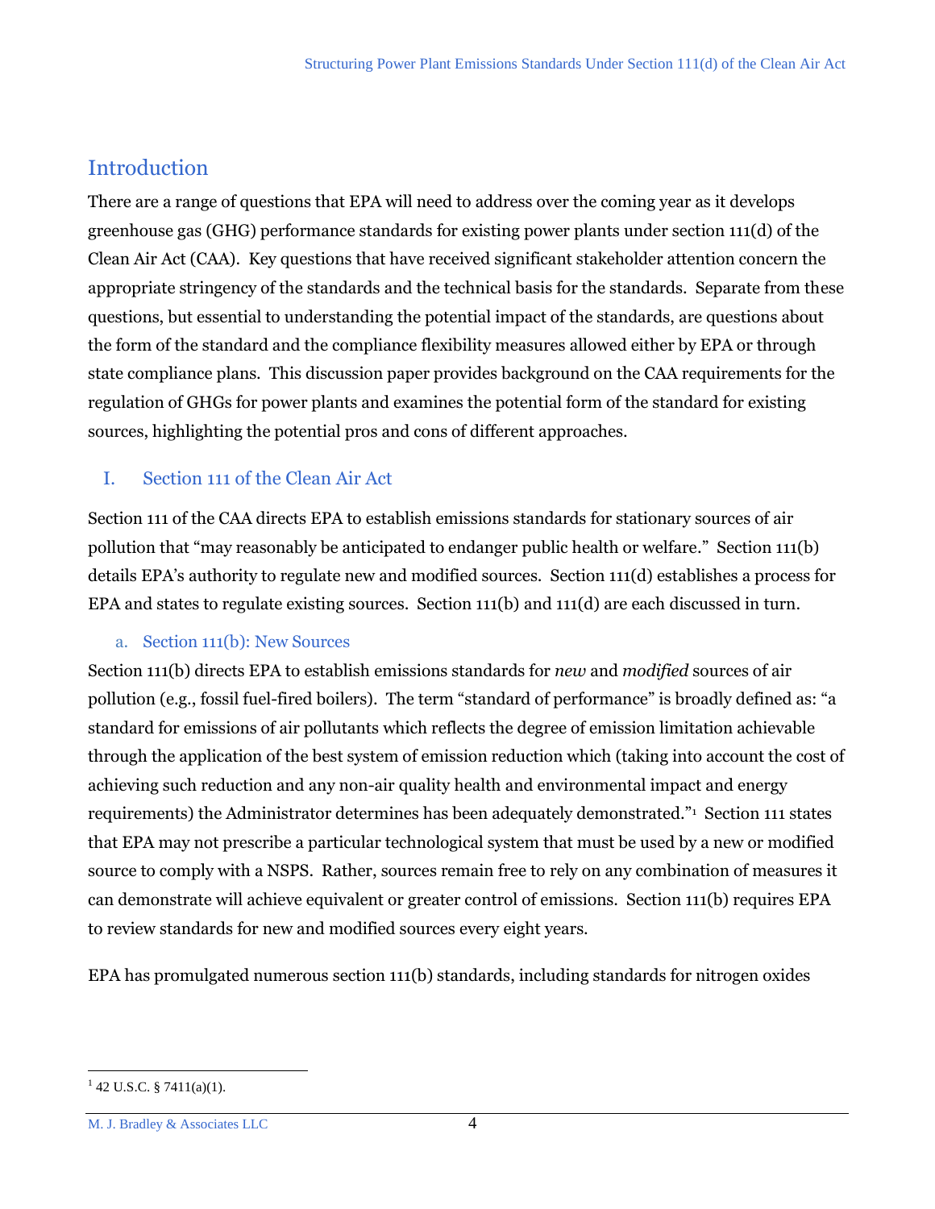## Introduction

There are a range of questions that EPA will need to address over the coming year as it develops greenhouse gas (GHG) performance standards for existing power plants under section 111(d) of the Clean Air Act (CAA). Key questions that have received significant stakeholder attention concern the appropriate stringency of the standards and the technical basis for the standards. Separate from these questions, but essential to understanding the potential impact of the standards, are questions about the form of the standard and the compliance flexibility measures allowed either by EPA or through state compliance plans. This discussion paper provides background on the CAA requirements for the regulation of GHGs for power plants and examines the potential form of the standard for existing sources, highlighting the potential pros and cons of different approaches.

## I. Section 111 of the Clean Air Act

Section 111 of the CAA directs EPA to establish emissions standards for stationary sources of air pollution that "may reasonably be anticipated to endanger public health or welfare." Section 111(b) details EPA's authority to regulate new and modified sources. Section 111(d) establishes a process for EPA and states to regulate existing sources. Section 111(b) and 111(d) are each discussed in turn.

### a. Section 111(b): New Sources

Section 111(b) directs EPA to establish emissions standards for *new* and *modified* sources of air pollution (e.g., fossil fuel-fired boilers). The term "standard of performance" is broadly defined as: "a standard for emissions of air pollutants which reflects the degree of emission limitation achievable through the application of the best system of emission reduction which (taking into account the cost of achieving such reduction and any non-air quality health and environmental impact and energy requirements) the Administrator determines has been adequately demonstrated."[1] Section 111 states that EPA may not prescribe a particular technological system that must be used by a new or modified source to comply with a NSPS. Rather, sources remain free to rely on any combination of measures it can demonstrate will achieve equivalent or greater control of emissions. Section 111(b) requires EPA to review standards for new and modified sources every eight years.

EPA has promulgated numerous section 111(b) standards, including standards for nitrogen oxides

[1] 42 U.S.C. § 7411(a)(1).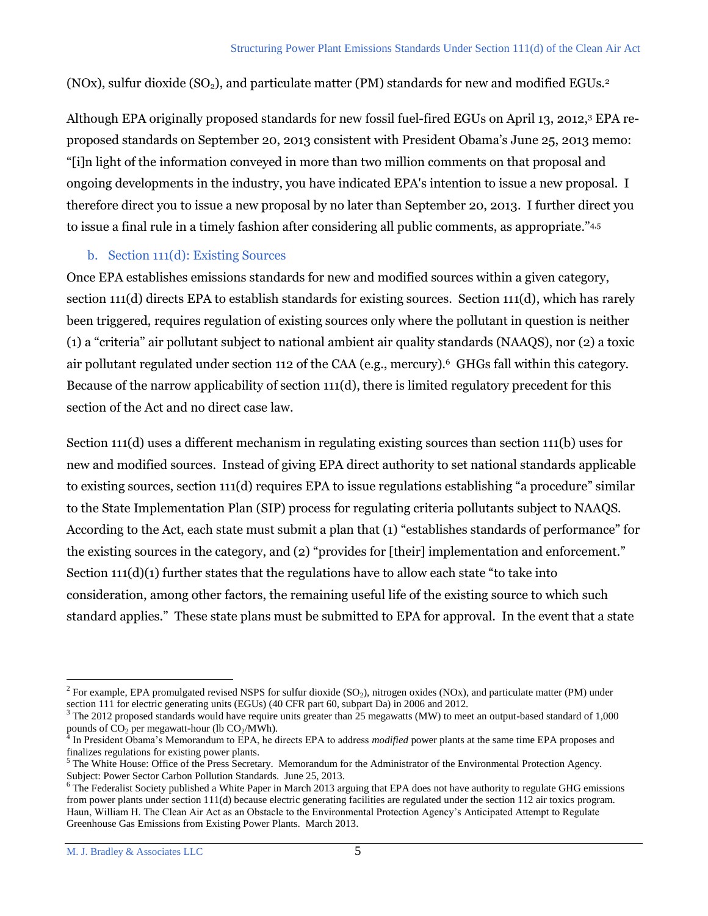(NOx), sulfur dioxide ($SO_2$), and particulate matter (PM) standards for new and modified EGUs.[2]

Although EPA originally proposed standards for new fossil fuel-fired EGUs on April 13, 2012,[3] EPA re-proposed standards on September 20, 2013 consistent with President Obama's June 25, 2013 memo: "[i]n light of the information conveyed in more than two million comments on that proposal and ongoing developments in the industry, you have indicated EPA's intention to issue a new proposal. I therefore direct you to issue a new proposal by no later than September 20, 2013. I further direct you to issue a final rule in a timely fashion after considering all public comments, as appropriate."[4,5]

### b. Section 111(d): Existing Sources

Once EPA establishes emissions standards for new and modified sources within a given category, section 111(d) directs EPA to establish standards for existing sources. Section 111(d), which has rarely been triggered, requires regulation of existing sources only where the pollutant in question is neither (1) a "criteria" air pollutant subject to national ambient air quality standards (NAAQS), nor (2) a toxic air pollutant regulated under section 112 of the CAA (e.g., mercury).[6] GHGs fall within this category. Because of the narrow applicability of section 111(d), there is limited regulatory precedent for this section of the Act and no direct case law.

Section 111(d) uses a different mechanism in regulating existing sources than section 111(b) uses for new and modified sources. Instead of giving EPA direct authority to set national standards applicable to existing sources, section 111(d) requires EPA to issue regulations establishing "a procedure" similar to the State Implementation Plan (SIP) process for regulating criteria pollutants subject to NAAQS. According to the Act, each state must submit a plan that (1) "establishes standards of performance" for the existing sources in the category, and (2) "provides for [their] implementation and enforcement." Section 111(d)(1) further states that the regulations have to allow each state "to take into consideration, among other factors, the remaining useful life of the existing source to which such standard applies." These state plans must be submitted to EPA for approval. In the event that a state

---

[2] For example, EPA promulgated revised NSPS for sulfur dioxide ($SO_2$), nitrogen oxides (NOx), and particulate matter (PM) under section 111 for electric generating units (EGUs) (40 CFR part 60, subpart Da) in 2006 and 2012.

[3] The 2012 proposed standards would have require units greater than 25 megawatts (MW) to meet an output-based standard of 1,000 pounds of $CO_2$ per megawatt-hour (lb $CO_2$/MWh).

[4] In President Obama's Memorandum to EPA, he directs EPA to address *modified* power plants at the same time EPA proposes and finalizes regulations for existing power plants.

[5] The White House: Office of the Press Secretary. Memorandum for the Administrator of the Environmental Protection Agency. Subject: Power Sector Carbon Pollution Standards. June 25, 2013.

[6] The Federalist Society published a White Paper in March 2013 arguing that EPA does not have authority to regulate GHG emissions from power plants under section 111(d) because electric generating facilities are regulated under the section 112 air toxics program. Haun, William H. The Clean Air Act as an Obstacle to the Environmental Protection Agency's Anticipated Attempt to Regulate Greenhouse Gas Emissions from Existing Power Plants. March 2013.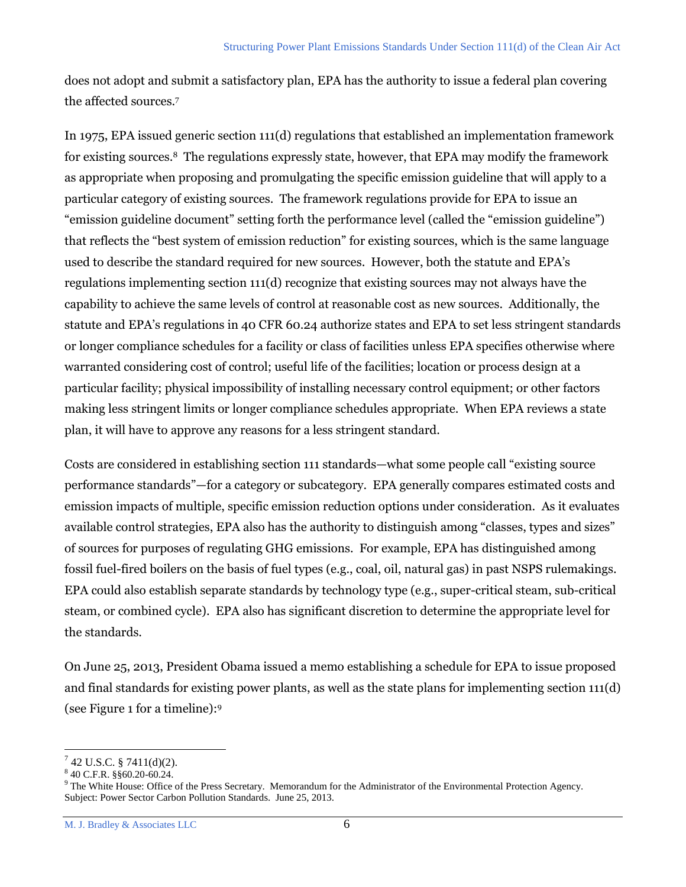does not adopt and submit a satisfactory plan, EPA has the authority to issue a federal plan covering the affected sources.[7]

In 1975, EPA issued generic section 111(d) regulations that established an implementation framework for existing sources.[8] The regulations expressly state, however, that EPA may modify the framework as appropriate when proposing and promulgating the specific emission guideline that will apply to a particular category of existing sources. The framework regulations provide for EPA to issue an "emission guideline document" setting forth the performance level (called the "emission guideline") that reflects the "best system of emission reduction" for existing sources, which is the same language used to describe the standard required for new sources. However, both the statute and EPA's regulations implementing section 111(d) recognize that existing sources may not always have the capability to achieve the same levels of control at reasonable cost as new sources. Additionally, the statute and EPA's regulations in 40 CFR 60.24 authorize states and EPA to set less stringent standards or longer compliance schedules for a facility or class of facilities unless EPA specifies otherwise where warranted considering cost of control; useful life of the facilities; location or process design at a particular facility; physical impossibility of installing necessary control equipment; or other factors making less stringent limits or longer compliance schedules appropriate. When EPA reviews a state plan, it will have to approve any reasons for a less stringent standard.

Costs are considered in establishing section 111 standards—what some people call "existing source performance standards"—for a category or subcategory. EPA generally compares estimated costs and emission impacts of multiple, specific emission reduction options under consideration. As it evaluates available control strategies, EPA also has the authority to distinguish among "classes, types and sizes" of sources for purposes of regulating GHG emissions. For example, EPA has distinguished among fossil fuel-fired boilers on the basis of fuel types (e.g., coal, oil, natural gas) in past NSPS rulemakings. EPA could also establish separate standards by technology type (e.g., super-critical steam, sub-critical steam, or combined cycle). EPA also has significant discretion to determine the appropriate level for the standards.

On June 25, 2013, President Obama issued a memo establishing a schedule for EPA to issue proposed and final standards for existing power plants, as well as the state plans for implementing section 111(d) (see Figure 1 for a timeline):[9]

---

[7] 42 U.S.C. § 7411(d)(2).

[8] 40 C.F.R. §§60.20-60.24.

[9] The White House: Office of the Press Secretary. Memorandum for the Administrator of the Environmental Protection Agency. Subject: Power Sector Carbon Pollution Standards. June 25, 2013.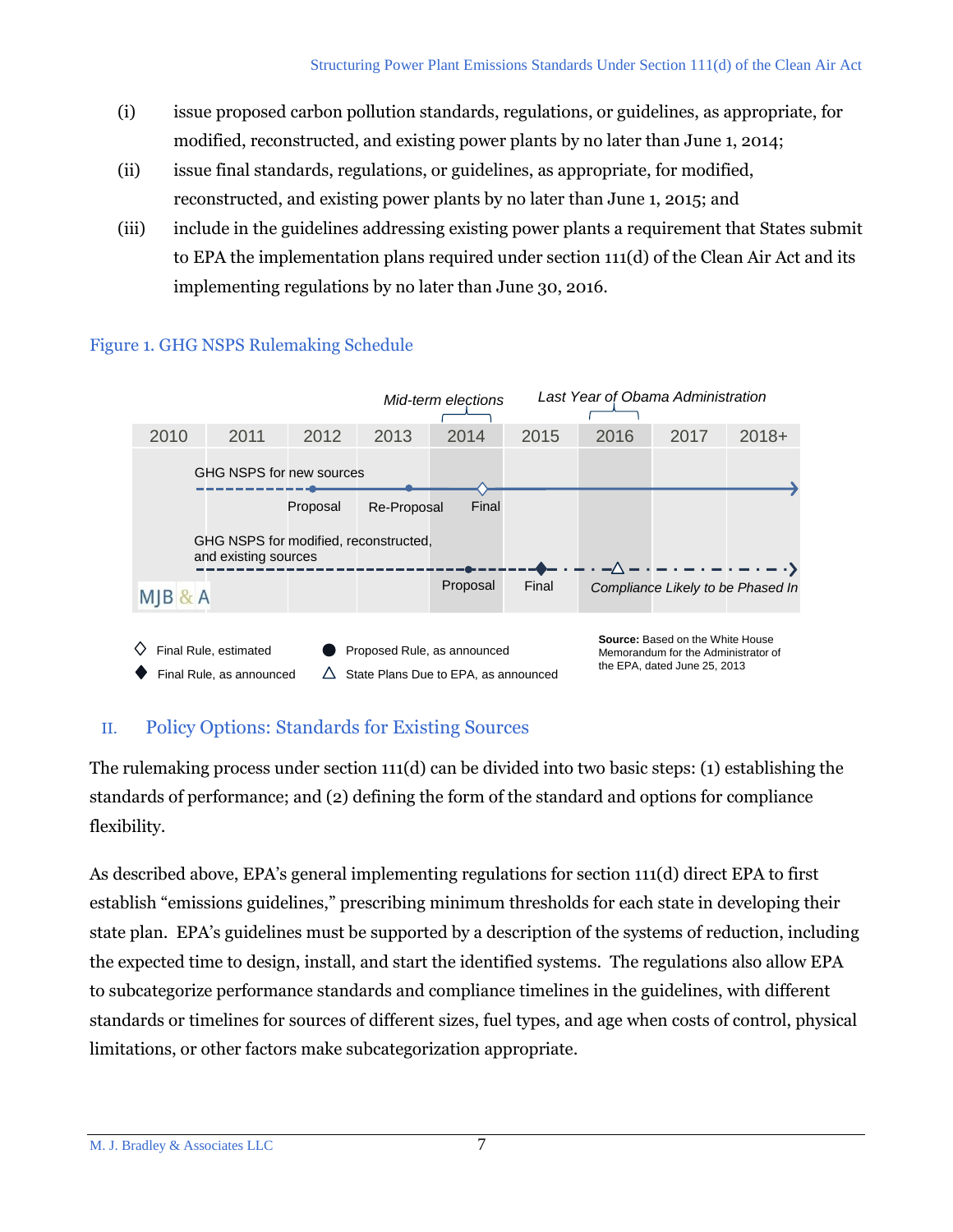(i) issue proposed carbon pollution standards, regulations, or guidelines, as appropriate, for modified, reconstructed, and existing power plants by no later than June 1, 2014;

(ii) issue final standards, regulations, or guidelines, as appropriate, for modified, reconstructed, and existing power plants by no later than June 1, 2015; and

(iii) include in the guidelines addressing existing power plants a requirement that States submit to EPA the implementation plans required under section 111(d) of the Clean Air Act and its implementing regulations by no later than June 30, 2016.

Figure 1. GHG NSPS Rulemaking Schedule

*Mid-term elections* | *Last Year of Obama Administration*

2010 | 2011 | 2012 | 2013 | 2014 | 2015 | 2016 | 2017 | 2018+

GHG NSPS for new sources: Proposal — Re-Proposal — Final

GHG NSPS for modified, reconstructed, and existing sources: Proposal — Final — *Compliance Likely to be Phased In*

◇ Final Rule, estimated
◆ Final Rule, as announced
● Proposed Rule, as announced
△ State Plans Due to EPA, as announced

**Source:** Based on the White House Memorandum for the Administrator of the EPA, dated June 25, 2013

## II. Policy Options: Standards for Existing Sources

The rulemaking process under section 111(d) can be divided into two basic steps: (1) establishing the standards of performance; and (2) defining the form of the standard and options for compliance flexibility.

As described above, EPA's general implementing regulations for section 111(d) direct EPA to first establish "emissions guidelines," prescribing minimum thresholds for each state in developing their state plan. EPA's guidelines must be supported by a description of the systems of reduction, including the expected time to design, install, and start the identified systems. The regulations also allow EPA to subcategorize performance standards and compliance timelines in the guidelines, with different standards or timelines for sources of different sizes, fuel types, and age when costs of control, physical limitations, or other factors make subcategorization appropriate.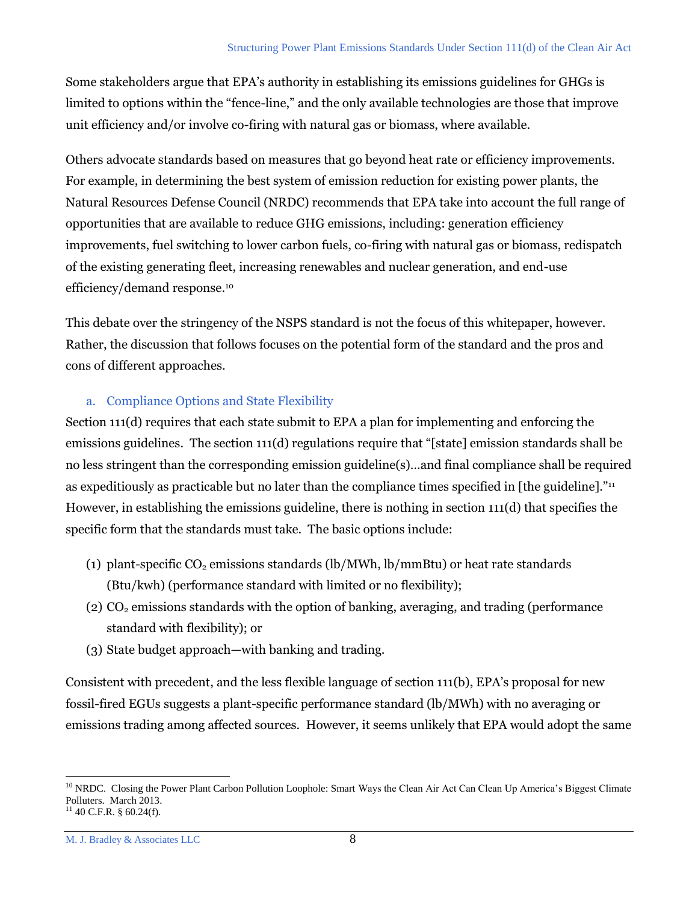Some stakeholders argue that EPA's authority in establishing its emissions guidelines for GHGs is limited to options within the "fence-line," and the only available technologies are those that improve unit efficiency and/or involve co-firing with natural gas or biomass, where available.

Others advocate standards based on measures that go beyond heat rate or efficiency improvements. For example, in determining the best system of emission reduction for existing power plants, the Natural Resources Defense Council (NRDC) recommends that EPA take into account the full range of opportunities that are available to reduce GHG emissions, including: generation efficiency improvements, fuel switching to lower carbon fuels, co-firing with natural gas or biomass, redispatch of the existing generating fleet, increasing renewables and nuclear generation, and end-use efficiency/demand response.[10]

This debate over the stringency of the NSPS standard is not the focus of this whitepaper, however. Rather, the discussion that follows focuses on the potential form of the standard and the pros and cons of different approaches.

### a. Compliance Options and State Flexibility

Section 111(d) requires that each state submit to EPA a plan for implementing and enforcing the emissions guidelines. The section 111(d) regulations require that "[state] emission standards shall be no less stringent than the corresponding emission guideline(s)…and final compliance shall be required as expeditiously as practicable but no later than the compliance times specified in [the guideline]."[11] However, in establishing the emissions guideline, there is nothing in section 111(d) that specifies the specific form that the standards must take. The basic options include:

(1) plant-specific $CO_2$ emissions standards (lb/MWh, lb/mmBtu) or heat rate standards (Btu/kwh) (performance standard with limited or no flexibility);
(2) $CO_2$ emissions standards with the option of banking, averaging, and trading (performance standard with flexibility); or
(3) State budget approach—with banking and trading.

Consistent with precedent, and the less flexible language of section 111(b), EPA's proposal for new fossil-fired EGUs suggests a plant-specific performance standard (lb/MWh) with no averaging or emissions trading among affected sources. However, it seems unlikely that EPA would adopt the same

[10] NRDC. Closing the Power Plant Carbon Pollution Loophole: Smart Ways the Clean Air Act Can Clean Up America's Biggest Climate Polluters. March 2013.
[11] 40 C.F.R. § 60.24(f).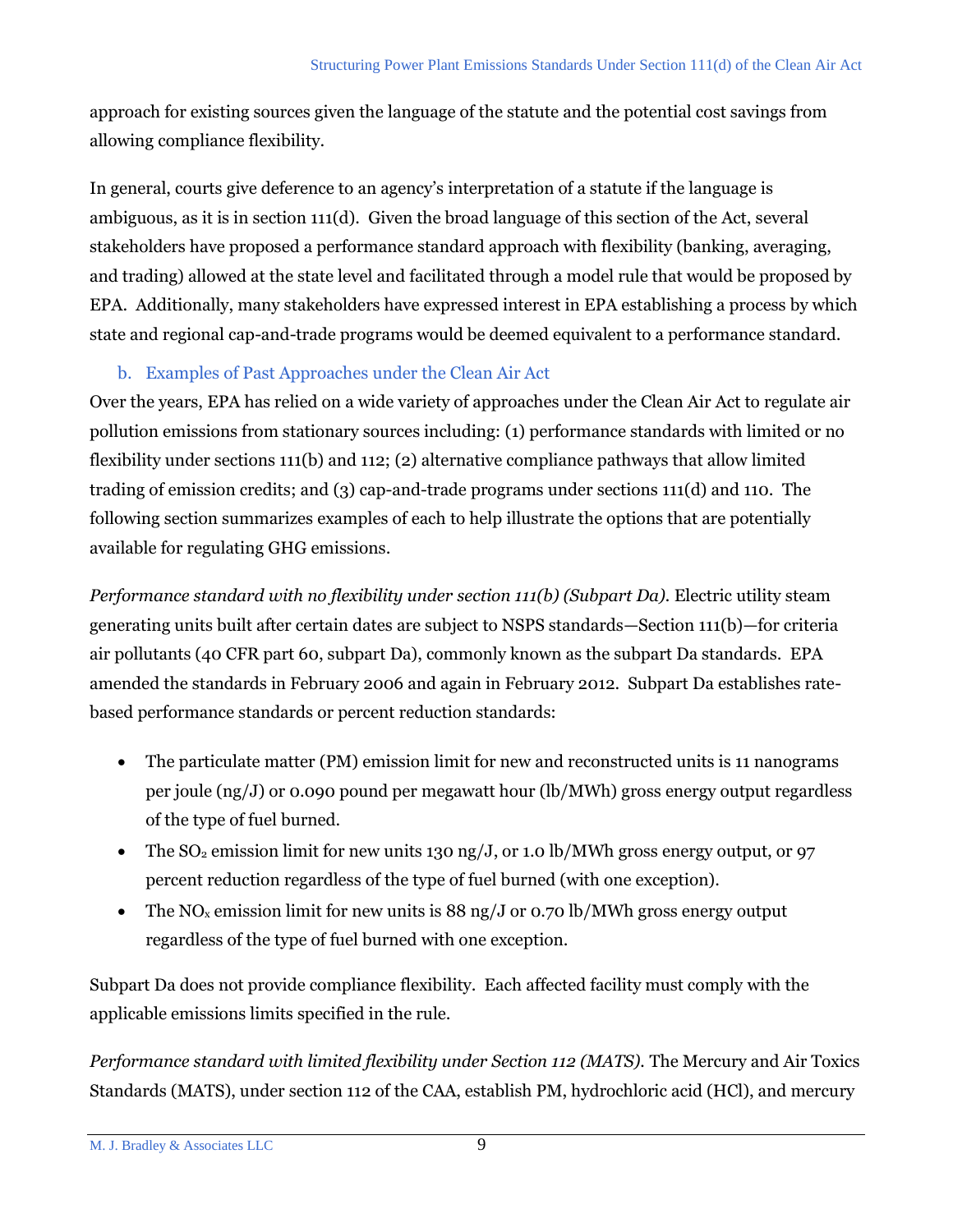approach for existing sources given the language of the statute and the potential cost savings from allowing compliance flexibility.

In general, courts give deference to an agency's interpretation of a statute if the language is ambiguous, as it is in section 111(d). Given the broad language of this section of the Act, several stakeholders have proposed a performance standard approach with flexibility (banking, averaging, and trading) allowed at the state level and facilitated through a model rule that would be proposed by EPA. Additionally, many stakeholders have expressed interest in EPA establishing a process by which state and regional cap-and-trade programs would be deemed equivalent to a performance standard.

### b. Examples of Past Approaches under the Clean Air Act

Over the years, EPA has relied on a wide variety of approaches under the Clean Air Act to regulate air pollution emissions from stationary sources including: (1) performance standards with limited or no flexibility under sections 111(b) and 112; (2) alternative compliance pathways that allow limited trading of emission credits; and (3) cap-and-trade programs under sections 111(d) and 110. The following section summarizes examples of each to help illustrate the options that are potentially available for regulating GHG emissions.

*Performance standard with no flexibility under section 111(b) (Subpart Da).* Electric utility steam generating units built after certain dates are subject to NSPS standards—Section 111(b)—for criteria air pollutants (40 CFR part 60, subpart Da), commonly known as the subpart Da standards. EPA amended the standards in February 2006 and again in February 2012. Subpart Da establishes rate-based performance standards or percent reduction standards:

- The particulate matter (PM) emission limit for new and reconstructed units is 11 nanograms per joule (ng/J) or 0.090 pound per megawatt hour (lb/MWh) gross energy output regardless of the type of fuel burned.
- The $SO_2$ emission limit for new units 130 ng/J, or 1.0 lb/MWh gross energy output, or 97 percent reduction regardless of the type of fuel burned (with one exception).
- The $NO_x$ emission limit for new units is 88 ng/J or 0.70 lb/MWh gross energy output regardless of the type of fuel burned with one exception.

Subpart Da does not provide compliance flexibility. Each affected facility must comply with the applicable emissions limits specified in the rule.

*Performance standard with limited flexibility under Section 112 (MATS).* The Mercury and Air Toxics Standards (MATS), under section 112 of the CAA, establish PM, hydrochloric acid (HCl), and mercury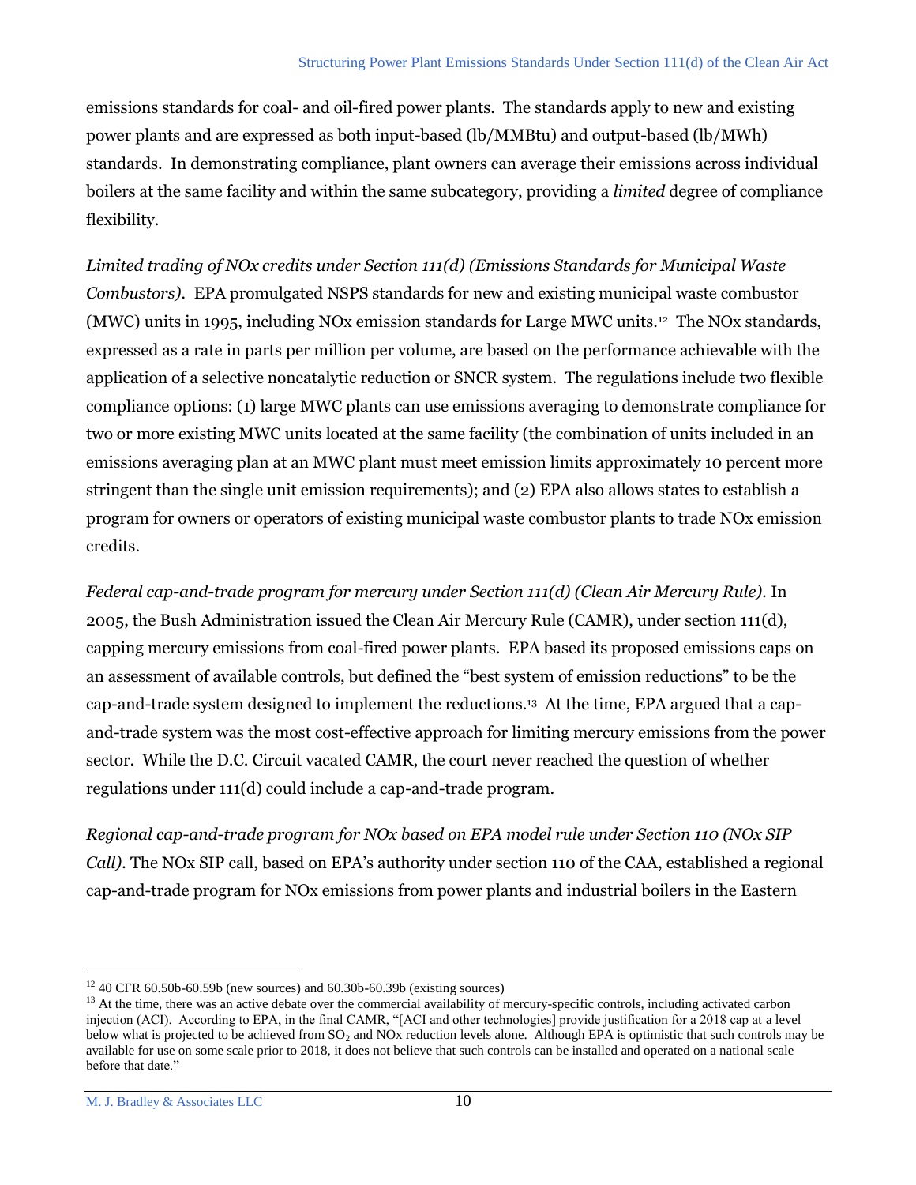emissions standards for coal- and oil-fired power plants. The standards apply to new and existing power plants and are expressed as both input-based (lb/MMBtu) and output-based (lb/MWh) standards. In demonstrating compliance, plant owners can average their emissions across individual boilers at the same facility and within the same subcategory, providing a *limited* degree of compliance flexibility.

*Limited trading of NOx credits under Section 111(d) (Emissions Standards for Municipal Waste Combustors).* EPA promulgated NSPS standards for new and existing municipal waste combustor (MWC) units in 1995, including NOx emission standards for Large MWC units.[12] The NOx standards, expressed as a rate in parts per million per volume, are based on the performance achievable with the application of a selective noncatalytic reduction or SNCR system. The regulations include two flexible compliance options: (1) large MWC plants can use emissions averaging to demonstrate compliance for two or more existing MWC units located at the same facility (the combination of units included in an emissions averaging plan at an MWC plant must meet emission limits approximately 10 percent more stringent than the single unit emission requirements); and (2) EPA also allows states to establish a program for owners or operators of existing municipal waste combustor plants to trade NOx emission credits.

*Federal cap-and-trade program for mercury under Section 111(d) (Clean Air Mercury Rule).* In 2005, the Bush Administration issued the Clean Air Mercury Rule (CAMR), under section 111(d), capping mercury emissions from coal-fired power plants. EPA based its proposed emissions caps on an assessment of available controls, but defined the "best system of emission reductions" to be the cap-and-trade system designed to implement the reductions.[13] At the time, EPA argued that a cap-and-trade system was the most cost-effective approach for limiting mercury emissions from the power sector. While the D.C. Circuit vacated CAMR, the court never reached the question of whether regulations under 111(d) could include a cap-and-trade program.

*Regional cap-and-trade program for NOx based on EPA model rule under Section 110 (NOx SIP Call).* The NOx SIP call, based on EPA's authority under section 110 of the CAA, established a regional cap-and-trade program for NOx emissions from power plants and industrial boilers in the Eastern

---

[12] 40 CFR 60.50b-60.59b (new sources) and 60.30b-60.39b (existing sources)

[13] At the time, there was an active debate over the commercial availability of mercury-specific controls, including activated carbon injection (ACI). According to EPA, in the final CAMR, "[ACI and other technologies] provide justification for a 2018 cap at a level below what is projected to be achieved from $SO_2$ and NOx reduction levels alone. Although EPA is optimistic that such controls may be available for use on some scale prior to 2018, it does not believe that such controls can be installed and operated on a national scale before that date."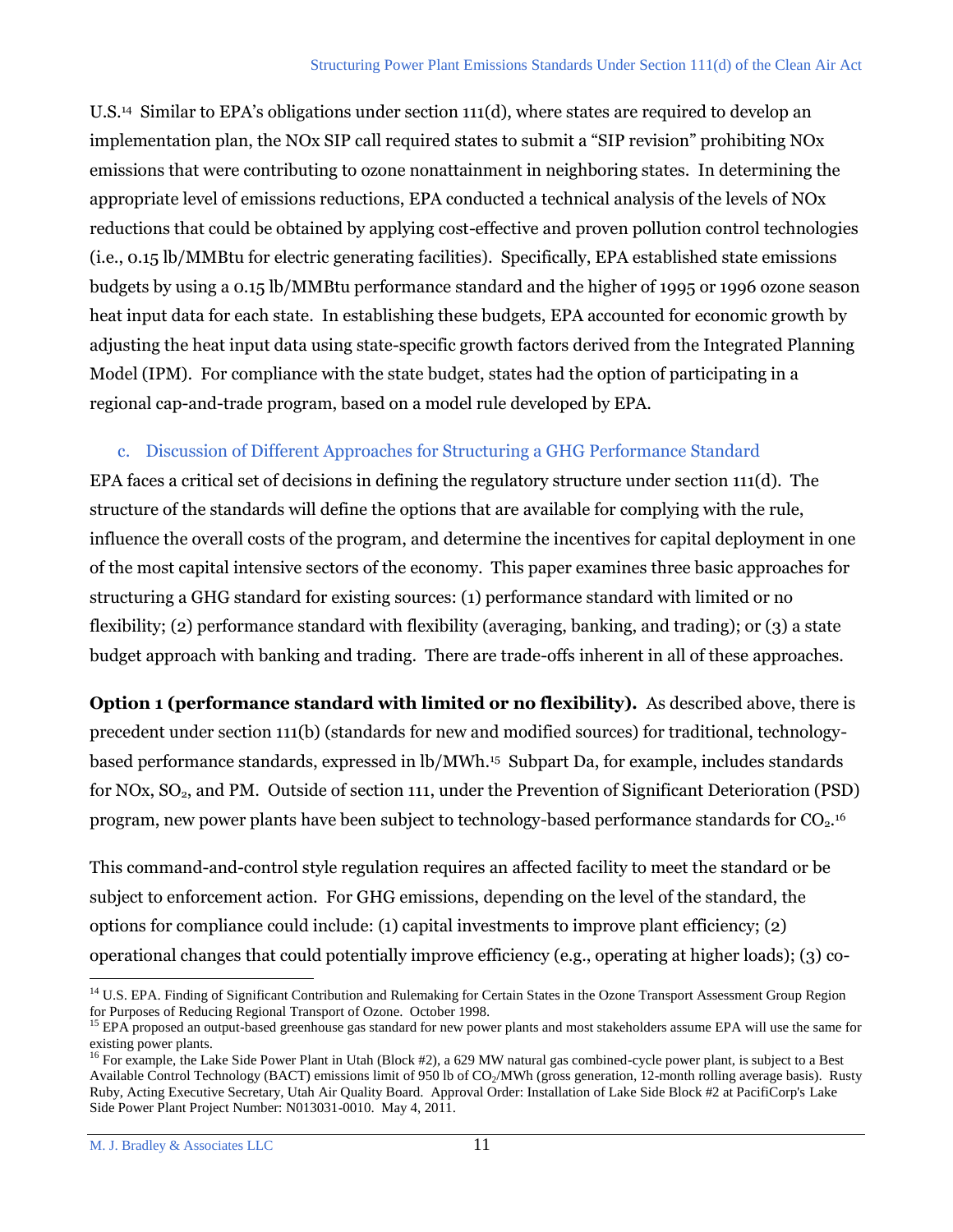U.S.[14] Similar to EPA's obligations under section 111(d), where states are required to develop an implementation plan, the NOx SIP call required states to submit a "SIP revision" prohibiting NOx emissions that were contributing to ozone nonattainment in neighboring states. In determining the appropriate level of emissions reductions, EPA conducted a technical analysis of the levels of NOx reductions that could be obtained by applying cost-effective and proven pollution control technologies (i.e., 0.15 lb/MMBtu for electric generating facilities). Specifically, EPA established state emissions budgets by using a 0.15 lb/MMBtu performance standard and the higher of 1995 or 1996 ozone season heat input data for each state. In establishing these budgets, EPA accounted for economic growth by adjusting the heat input data using state-specific growth factors derived from the Integrated Planning Model (IPM). For compliance with the state budget, states had the option of participating in a regional cap-and-trade program, based on a model rule developed by EPA.

### c. Discussion of Different Approaches for Structuring a GHG Performance Standard

EPA faces a critical set of decisions in defining the regulatory structure under section 111(d). The structure of the standards will define the options that are available for complying with the rule, influence the overall costs of the program, and determine the incentives for capital deployment in one of the most capital intensive sectors of the economy. This paper examines three basic approaches for structuring a GHG standard for existing sources: (1) performance standard with limited or no flexibility; (2) performance standard with flexibility (averaging, banking, and trading); or (3) a state budget approach with banking and trading. There are trade-offs inherent in all of these approaches.

**Option 1 (performance standard with limited or no flexibility).** As described above, there is precedent under section 111(b) (standards for new and modified sources) for traditional, technology-based performance standards, expressed in lb/MWh.[15] Subpart Da, for example, includes standards for NOx, $SO_2$, and PM. Outside of section 111, under the Prevention of Significant Deterioration (PSD) program, new power plants have been subject to technology-based performance standards for $CO_2$.[16]

This command-and-control style regulation requires an affected facility to meet the standard or be subject to enforcement action. For GHG emissions, depending on the level of the standard, the options for compliance could include: (1) capital investments to improve plant efficiency; (2) operational changes that could potentially improve efficiency (e.g., operating at higher loads); (3) co-

---

[14] U.S. EPA. Finding of Significant Contribution and Rulemaking for Certain States in the Ozone Transport Assessment Group Region for Purposes of Reducing Regional Transport of Ozone. October 1998.

[15] EPA proposed an output-based greenhouse gas standard for new power plants and most stakeholders assume EPA will use the same for existing power plants.

[16] For example, the Lake Side Power Plant in Utah (Block #2), a 629 MW natural gas combined-cycle power plant, is subject to a Best Available Control Technology (BACT) emissions limit of 950 lb of $CO_2$/MWh (gross generation, 12-month rolling average basis). Rusty Ruby, Acting Executive Secretary, Utah Air Quality Board. Approval Order: Installation of Lake Side Block #2 at PacifiCorp's Lake Side Power Plant Project Number: N013031-0010. May 4, 2011.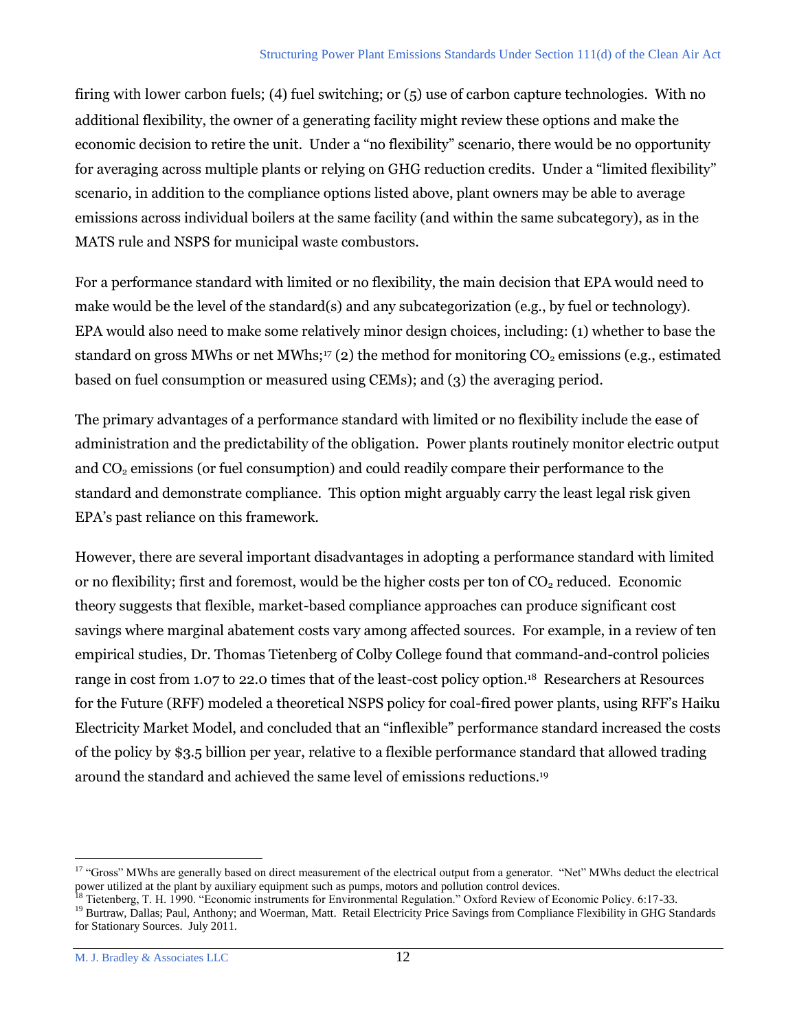firing with lower carbon fuels; (4) fuel switching; or (5) use of carbon capture technologies. With no additional flexibility, the owner of a generating facility might review these options and make the economic decision to retire the unit. Under a "no flexibility" scenario, there would be no opportunity for averaging across multiple plants or relying on GHG reduction credits. Under a "limited flexibility" scenario, in addition to the compliance options listed above, plant owners may be able to average emissions across individual boilers at the same facility (and within the same subcategory), as in the MATS rule and NSPS for municipal waste combustors.

For a performance standard with limited or no flexibility, the main decision that EPA would need to make would be the level of the standard(s) and any subcategorization (e.g., by fuel or technology). EPA would also need to make some relatively minor design choices, including: (1) whether to base the standard on gross MWhs or net MWhs;[17] (2) the method for monitoring $CO_2$ emissions (e.g., estimated based on fuel consumption or measured using CEMs); and (3) the averaging period.

The primary advantages of a performance standard with limited or no flexibility include the ease of administration and the predictability of the obligation. Power plants routinely monitor electric output and $CO_2$ emissions (or fuel consumption) and could readily compare their performance to the standard and demonstrate compliance. This option might arguably carry the least legal risk given EPA's past reliance on this framework.

However, there are several important disadvantages in adopting a performance standard with limited or no flexibility; first and foremost, would be the higher costs per ton of $CO_2$ reduced. Economic theory suggests that flexible, market-based compliance approaches can produce significant cost savings where marginal abatement costs vary among affected sources. For example, in a review of ten empirical studies, Dr. Thomas Tietenberg of Colby College found that command-and-control policies range in cost from 1.07 to 22.0 times that of the least-cost policy option.[18] Researchers at Resources for the Future (RFF) modeled a theoretical NSPS policy for coal-fired power plants, using RFF's Haiku Electricity Market Model, and concluded that an "inflexible" performance standard increased the costs of the policy by $3.5 billion per year, relative to a flexible performance standard that allowed trading around the standard and achieved the same level of emissions reductions.[19]

---

[17] "Gross" MWhs are generally based on direct measurement of the electrical output from a generator. "Net" MWhs deduct the electrical power utilized at the plant by auxiliary equipment such as pumps, motors and pollution control devices.

[18] Tietenberg, T. H. 1990. "Economic instruments for Environmental Regulation." Oxford Review of Economic Policy. 6:17-33.

[19] Burtraw, Dallas; Paul, Anthony; and Woerman, Matt. Retail Electricity Price Savings from Compliance Flexibility in GHG Standards for Stationary Sources. July 2011.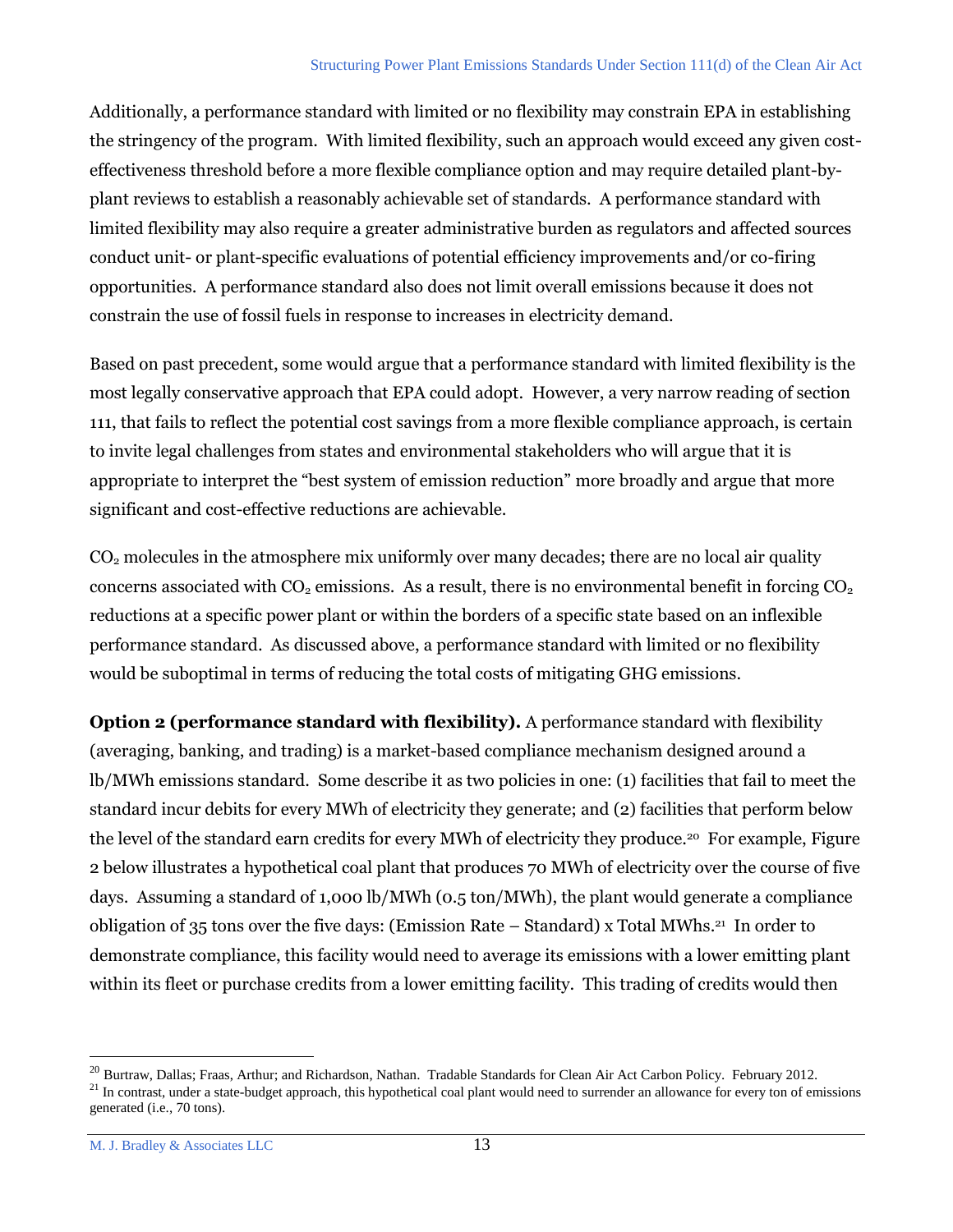Additionally, a performance standard with limited or no flexibility may constrain EPA in establishing the stringency of the program. With limited flexibility, such an approach would exceed any given cost-effectiveness threshold before a more flexible compliance option and may require detailed plant-by-plant reviews to establish a reasonably achievable set of standards. A performance standard with limited flexibility may also require a greater administrative burden as regulators and affected sources conduct unit- or plant-specific evaluations of potential efficiency improvements and/or co-firing opportunities. A performance standard also does not limit overall emissions because it does not constrain the use of fossil fuels in response to increases in electricity demand.

Based on past precedent, some would argue that a performance standard with limited flexibility is the most legally conservative approach that EPA could adopt. However, a very narrow reading of section 111, that fails to reflect the potential cost savings from a more flexible compliance approach, is certain to invite legal challenges from states and environmental stakeholders who will argue that it is appropriate to interpret the "best system of emission reduction" more broadly and argue that more significant and cost-effective reductions are achievable.

$CO_2$ molecules in the atmosphere mix uniformly over many decades; there are no local air quality concerns associated with $CO_2$ emissions. As a result, there is no environmental benefit in forcing $CO_2$ reductions at a specific power plant or within the borders of a specific state based on an inflexible performance standard. As discussed above, a performance standard with limited or no flexibility would be suboptimal in terms of reducing the total costs of mitigating GHG emissions.

**Option 2 (performance standard with flexibility).** A performance standard with flexibility (averaging, banking, and trading) is a market-based compliance mechanism designed around a lb/MWh emissions standard. Some describe it as two policies in one: (1) facilities that fail to meet the standard incur debits for every MWh of electricity they generate; and (2) facilities that perform below the level of the standard earn credits for every MWh of electricity they produce.[20] For example, Figure 2 below illustrates a hypothetical coal plant that produces 70 MWh of electricity over the course of five days. Assuming a standard of 1,000 lb/MWh (0.5 ton/MWh), the plant would generate a compliance obligation of 35 tons over the five days: (Emission Rate – Standard) x Total MWhs.[21] In order to demonstrate compliance, this facility would need to average its emissions with a lower emitting plant within its fleet or purchase credits from a lower emitting facility. This trading of credits would then

[20] Burtraw, Dallas; Fraas, Arthur; and Richardson, Nathan. Tradable Standards for Clean Air Act Carbon Policy. February 2012.

[21] In contrast, under a state-budget approach, this hypothetical coal plant would need to surrender an allowance for every ton of emissions generated (i.e., 70 tons).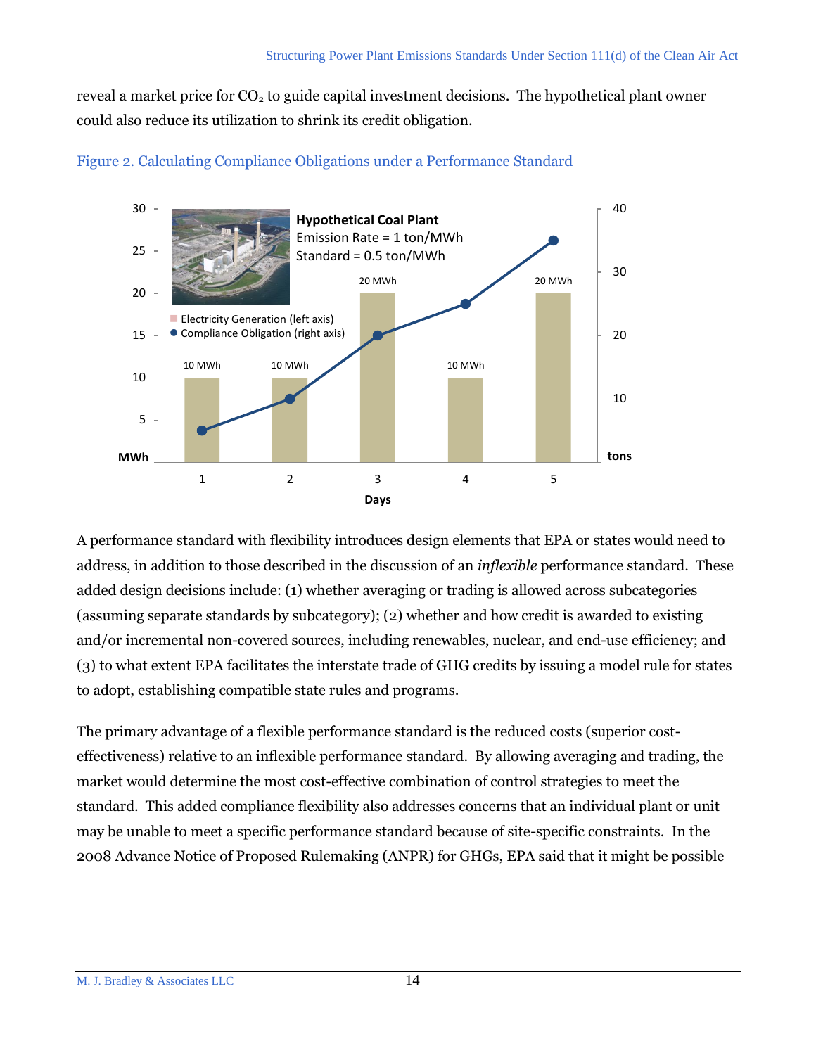reveal a market price for $CO_2$ to guide capital investment decisions. The hypothetical plant owner could also reduce its utilization to shrink its credit obligation.

Figure 2. Calculating Compliance Obligations under a Performance Standard

A performance standard with flexibility introduces design elements that EPA or states would need to address, in addition to those described in the discussion of an *inflexible* performance standard. These added design decisions include: (1) whether averaging or trading is allowed across subcategories (assuming separate standards by subcategory); (2) whether and how credit is awarded to existing and/or incremental non-covered sources, including renewables, nuclear, and end-use efficiency; and (3) to what extent EPA facilitates the interstate trade of GHG credits by issuing a model rule for states to adopt, establishing compatible state rules and programs.

The primary advantage of a flexible performance standard is the reduced costs (superior cost-effectiveness) relative to an inflexible performance standard. By allowing averaging and trading, the market would determine the most cost-effective combination of control strategies to meet the standard. This added compliance flexibility also addresses concerns that an individual plant or unit may be unable to meet a specific performance standard because of site-specific constraints. In the 2008 Advance Notice of Proposed Rulemaking (ANPR) for GHGs, EPA said that it might be possible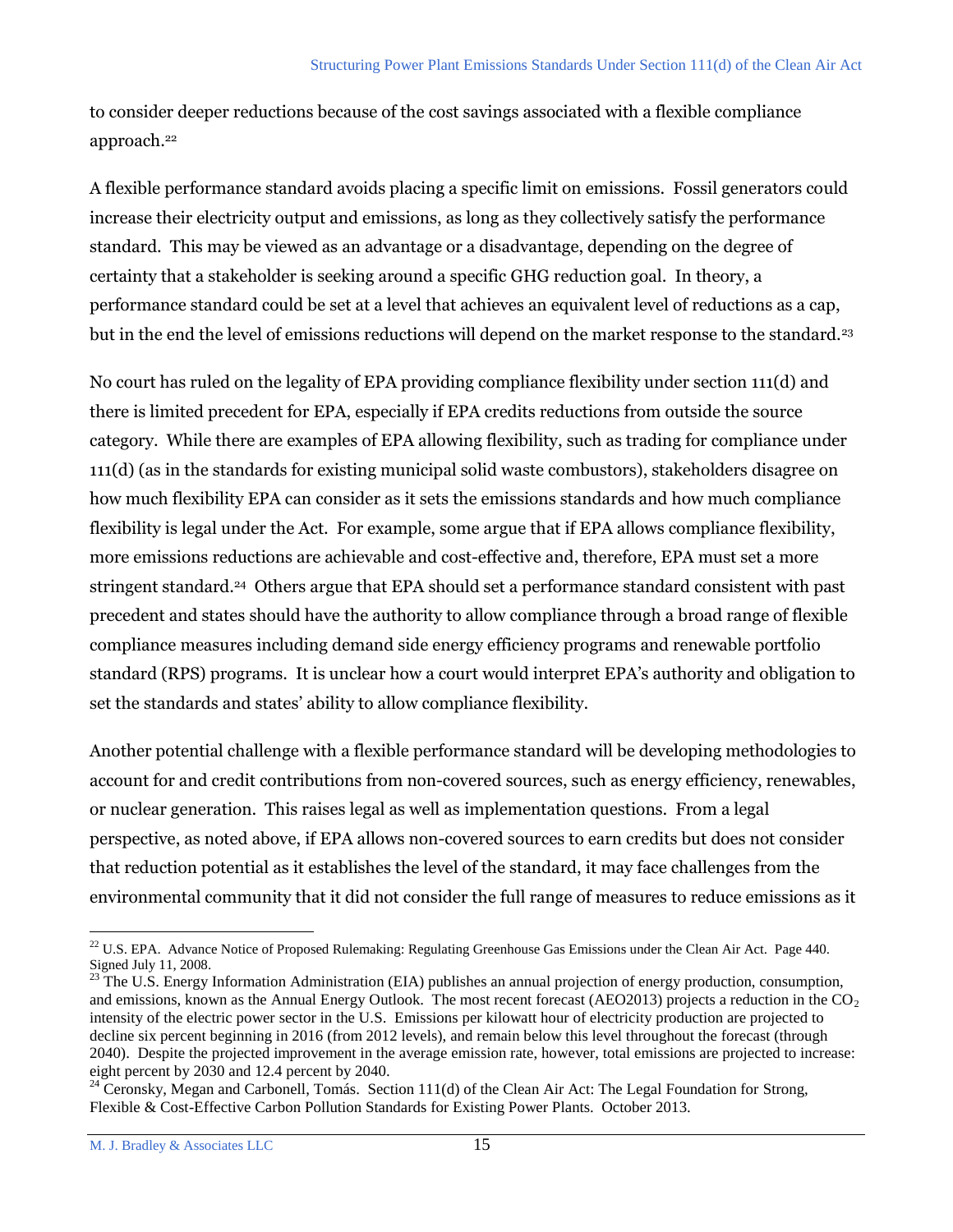to consider deeper reductions because of the cost savings associated with a flexible compliance approach.[22]

A flexible performance standard avoids placing a specific limit on emissions. Fossil generators could increase their electricity output and emissions, as long as they collectively satisfy the performance standard. This may be viewed as an advantage or a disadvantage, depending on the degree of certainty that a stakeholder is seeking around a specific GHG reduction goal. In theory, a performance standard could be set at a level that achieves an equivalent level of reductions as a cap, but in the end the level of emissions reductions will depend on the market response to the standard.[23]

No court has ruled on the legality of EPA providing compliance flexibility under section 111(d) and there is limited precedent for EPA, especially if EPA credits reductions from outside the source category. While there are examples of EPA allowing flexibility, such as trading for compliance under 111(d) (as in the standards for existing municipal solid waste combustors), stakeholders disagree on how much flexibility EPA can consider as it sets the emissions standards and how much compliance flexibility is legal under the Act. For example, some argue that if EPA allows compliance flexibility, more emissions reductions are achievable and cost-effective and, therefore, EPA must set a more stringent standard.[24] Others argue that EPA should set a performance standard consistent with past precedent and states should have the authority to allow compliance through a broad range of flexible compliance measures including demand side energy efficiency programs and renewable portfolio standard (RPS) programs. It is unclear how a court would interpret EPA's authority and obligation to set the standards and states' ability to allow compliance flexibility.

Another potential challenge with a flexible performance standard will be developing methodologies to account for and credit contributions from non-covered sources, such as energy efficiency, renewables, or nuclear generation. This raises legal as well as implementation questions. From a legal perspective, as noted above, if EPA allows non-covered sources to earn credits but does not consider that reduction potential as it establishes the level of the standard, it may face challenges from the environmental community that it did not consider the full range of measures to reduce emissions as it

---

[22] U.S. EPA. Advance Notice of Proposed Rulemaking: Regulating Greenhouse Gas Emissions under the Clean Air Act. Page 440. Signed July 11, 2008.

[23] The U.S. Energy Information Administration (EIA) publishes an annual projection of energy production, consumption, and emissions, known as the Annual Energy Outlook. The most recent forecast (AEO2013) projects a reduction in the $CO_2$ intensity of the electric power sector in the U.S. Emissions per kilowatt hour of electricity production are projected to decline six percent beginning in 2016 (from 2012 levels), and remain below this level throughout the forecast (through 2040). Despite the projected improvement in the average emission rate, however, total emissions are projected to increase: eight percent by 2030 and 12.4 percent by 2040.

[24] Ceronsky, Megan and Carbonell, Tomás. Section 111(d) of the Clean Air Act: The Legal Foundation for Strong, Flexible & Cost-Effective Carbon Pollution Standards for Existing Power Plants. October 2013.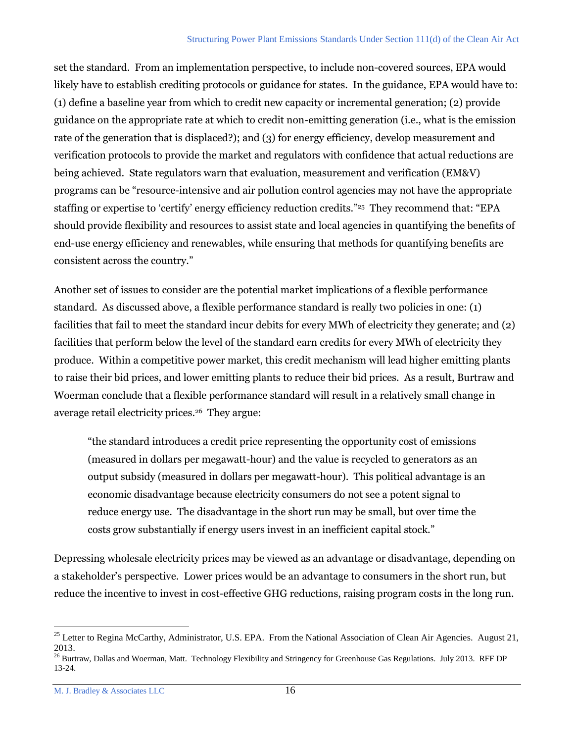set the standard. From an implementation perspective, to include non-covered sources, EPA would likely have to establish crediting protocols or guidance for states. In the guidance, EPA would have to: (1) define a baseline year from which to credit new capacity or incremental generation; (2) provide guidance on the appropriate rate at which to credit non-emitting generation (i.e., what is the emission rate of the generation that is displaced?); and (3) for energy efficiency, develop measurement and verification protocols to provide the market and regulators with confidence that actual reductions are being achieved. State regulators warn that evaluation, measurement and verification (EM&V) programs can be "resource-intensive and air pollution control agencies may not have the appropriate staffing or expertise to 'certify' energy efficiency reduction credits."[25] They recommend that: "EPA should provide flexibility and resources to assist state and local agencies in quantifying the benefits of end-use energy efficiency and renewables, while ensuring that methods for quantifying benefits are consistent across the country."

Another set of issues to consider are the potential market implications of a flexible performance standard. As discussed above, a flexible performance standard is really two policies in one: (1) facilities that fail to meet the standard incur debits for every MWh of electricity they generate; and (2) facilities that perform below the level of the standard earn credits for every MWh of electricity they produce. Within a competitive power market, this credit mechanism will lead higher emitting plants to raise their bid prices, and lower emitting plants to reduce their bid prices. As a result, Burtraw and Woerman conclude that a flexible performance standard will result in a relatively small change in average retail electricity prices.[26] They argue:

> "the standard introduces a credit price representing the opportunity cost of emissions (measured in dollars per megawatt-hour) and the value is recycled to generators as an output subsidy (measured in dollars per megawatt-hour). This political advantage is an economic disadvantage because electricity consumers do not see a potent signal to reduce energy use. The disadvantage in the short run may be small, but over time the costs grow substantially if energy users invest in an inefficient capital stock."

Depressing wholesale electricity prices may be viewed as an advantage or disadvantage, depending on a stakeholder's perspective. Lower prices would be an advantage to consumers in the short run, but reduce the incentive to invest in cost-effective GHG reductions, raising program costs in the long run.

---

[25] Letter to Regina McCarthy, Administrator, U.S. EPA. From the National Association of Clean Air Agencies. August 21, 2013.

[26] Burtraw, Dallas and Woerman, Matt. Technology Flexibility and Stringency for Greenhouse Gas Regulations. July 2013. RFF DP 13-24.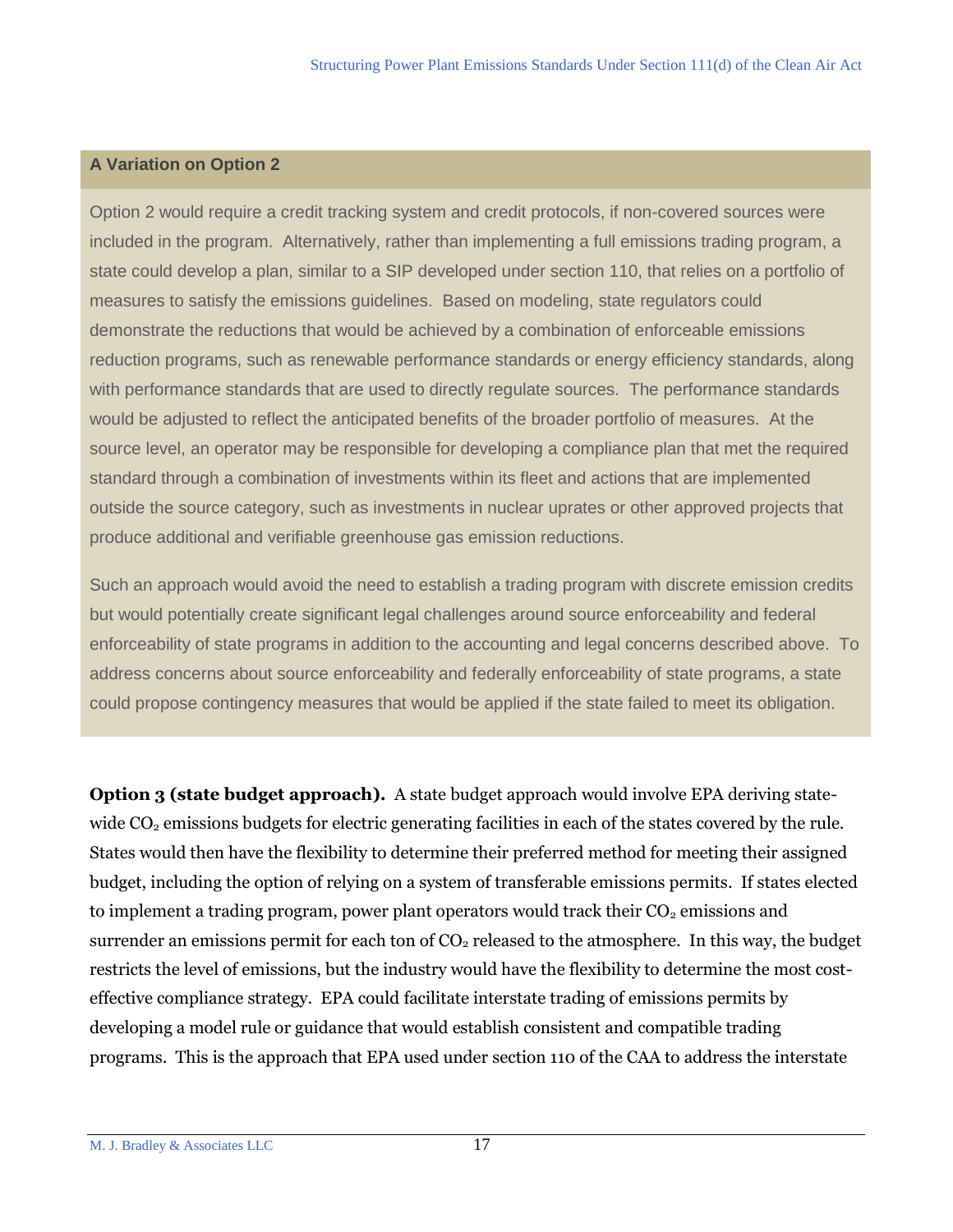### A Variation on Option 2

Option 2 would require a credit tracking system and credit protocols, if non-covered sources were included in the program. Alternatively, rather than implementing a full emissions trading program, a state could develop a plan, similar to a SIP developed under section 110, that relies on a portfolio of measures to satisfy the emissions guidelines. Based on modeling, state regulators could demonstrate the reductions that would be achieved by a combination of enforceable emissions reduction programs, such as renewable performance standards or energy efficiency standards, along with performance standards that are used to directly regulate sources. The performance standards would be adjusted to reflect the anticipated benefits of the broader portfolio of measures. At the source level, an operator may be responsible for developing a compliance plan that met the required standard through a combination of investments within its fleet and actions that are implemented outside the source category, such as investments in nuclear uprates or other approved projects that produce additional and verifiable greenhouse gas emission reductions.

Such an approach would avoid the need to establish a trading program with discrete emission credits but would potentially create significant legal challenges around source enforceability and federal enforceability of state programs in addition to the accounting and legal concerns described above. To address concerns about source enforceability and federally enforceability of state programs, a state could propose contingency measures that would be applied if the state failed to meet its obligation.

**Option 3 (state budget approach).** A state budget approach would involve EPA deriving state-wide $CO_2$ emissions budgets for electric generating facilities in each of the states covered by the rule. States would then have the flexibility to determine their preferred method for meeting their assigned budget, including the option of relying on a system of transferable emissions permits. If states elected to implement a trading program, power plant operators would track their $CO_2$ emissions and surrender an emissions permit for each ton of $CO_2$ released to the atmosphere. In this way, the budget restricts the level of emissions, but the industry would have the flexibility to determine the most cost-effective compliance strategy. EPA could facilitate interstate trading of emissions permits by developing a model rule or guidance that would establish consistent and compatible trading programs. This is the approach that EPA used under section 110 of the CAA to address the interstate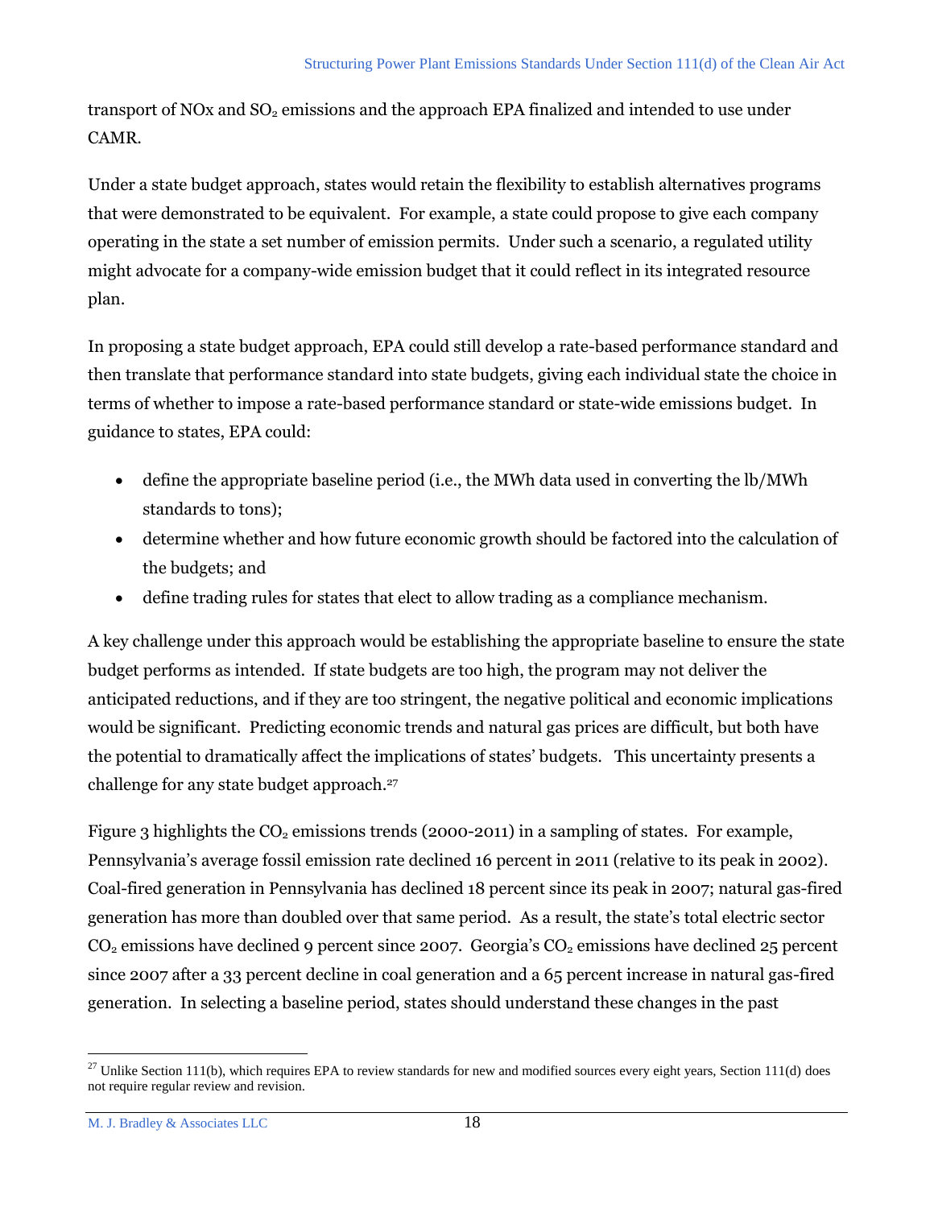transport of NOx and $SO_2$ emissions and the approach EPA finalized and intended to use under CAMR.

Under a state budget approach, states would retain the flexibility to establish alternatives programs that were demonstrated to be equivalent. For example, a state could propose to give each company operating in the state a set number of emission permits. Under such a scenario, a regulated utility might advocate for a company-wide emission budget that it could reflect in its integrated resource plan.

In proposing a state budget approach, EPA could still develop a rate-based performance standard and then translate that performance standard into state budgets, giving each individual state the choice in terms of whether to impose a rate-based performance standard or state-wide emissions budget. In guidance to states, EPA could:

- define the appropriate baseline period (i.e., the MWh data used in converting the lb/MWh standards to tons);
- determine whether and how future economic growth should be factored into the calculation of the budgets; and
- define trading rules for states that elect to allow trading as a compliance mechanism.

A key challenge under this approach would be establishing the appropriate baseline to ensure the state budget performs as intended. If state budgets are too high, the program may not deliver the anticipated reductions, and if they are too stringent, the negative political and economic implications would be significant. Predicting economic trends and natural gas prices are difficult, but both have the potential to dramatically affect the implications of states' budgets. This uncertainty presents a challenge for any state budget approach.[27]

Figure 3 highlights the $CO_2$ emissions trends (2000-2011) in a sampling of states. For example, Pennsylvania's average fossil emission rate declined 16 percent in 2011 (relative to its peak in 2002). Coal-fired generation in Pennsylvania has declined 18 percent since its peak in 2007; natural gas-fired generation has more than doubled over that same period. As a result, the state's total electric sector $CO_2$ emissions have declined 9 percent since 2007. Georgia's $CO_2$ emissions have declined 25 percent since 2007 after a 33 percent decline in coal generation and a 65 percent increase in natural gas-fired generation. In selecting a baseline period, states should understand these changes in the past

[27] Unlike Section 111(b), which requires EPA to review standards for new and modified sources every eight years, Section 111(d) does not require regular review and revision.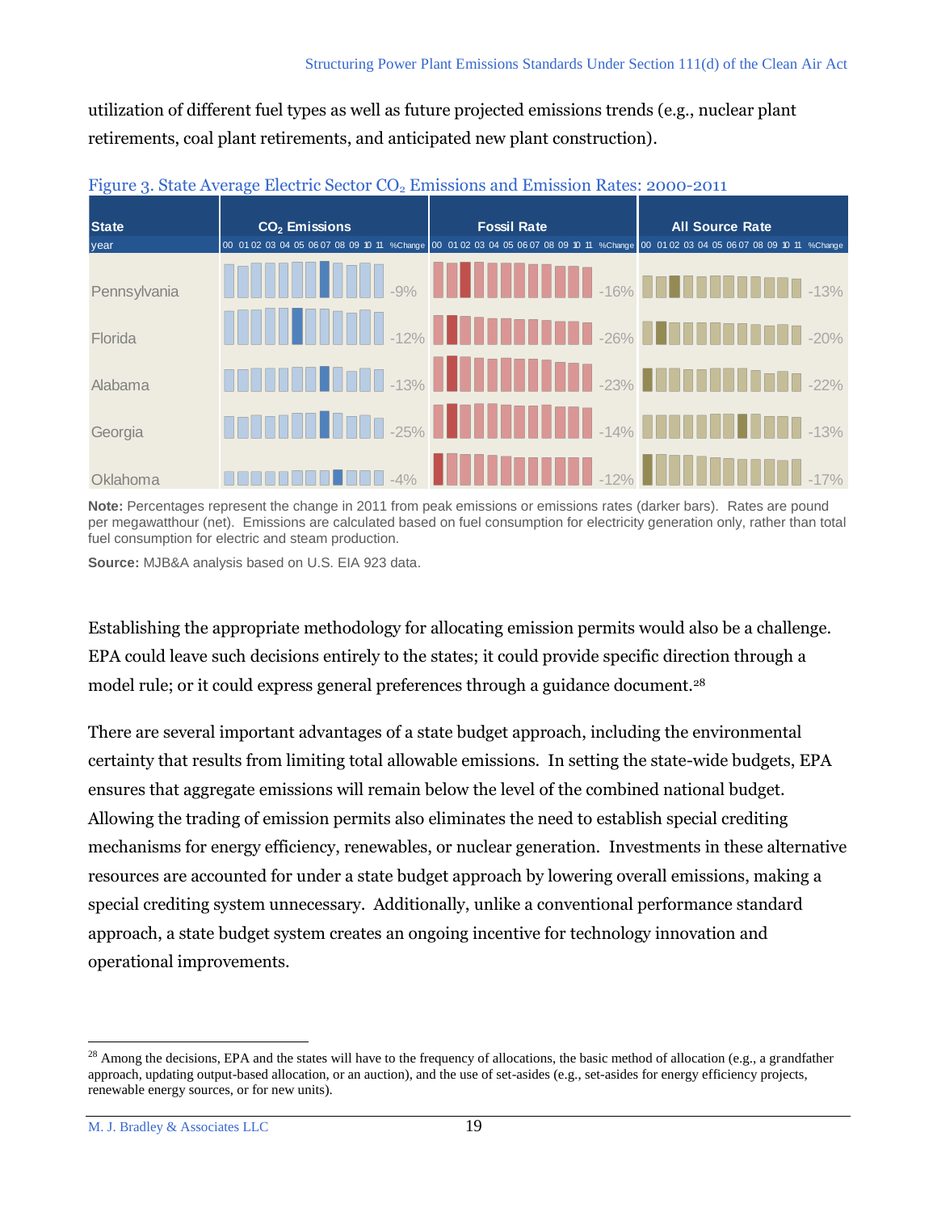utilization of different fuel types as well as future projected emissions trends (e.g., nuclear plant retirements, coal plant retirements, and anticipated new plant construction).

Figure 3. State Average Electric Sector $CO_2$ Emissions and Emission Rates: 2000-2011

| State | $CO_2$ Emissions (%Change) | Fossil Rate (%Change) | All Source Rate (%Change) |
|---|---|---|---|
| Pennsylvania | -9% | -16% | -13% |
| Florida | -12% | -26% | -20% |
| Alabama | -13% | -23% | -22% |
| Georgia | -25% | -14% | -13% |
| Oklahoma | -4% | -12% | -17% |

**Note:** Percentages represent the change in 2011 from peak emissions or emissions rates (darker bars). Rates are pound per megawatthour (net). Emissions are calculated based on fuel consumption for electricity generation only, rather than total fuel consumption for electric and steam production.

**Source:** MJB&A analysis based on U.S. EIA 923 data.

Establishing the appropriate methodology for allocating emission permits would also be a challenge. EPA could leave such decisions entirely to the states; it could provide specific direction through a model rule; or it could express general preferences through a guidance document.[28]

There are several important advantages of a state budget approach, including the environmental certainty that results from limiting total allowable emissions. In setting the state-wide budgets, EPA ensures that aggregate emissions will remain below the level of the combined national budget. Allowing the trading of emission permits also eliminates the need to establish special crediting mechanisms for energy efficiency, renewables, or nuclear generation. Investments in these alternative resources are accounted for under a state budget approach by lowering overall emissions, making a special crediting system unnecessary. Additionally, unlike a conventional performance standard approach, a state budget system creates an ongoing incentive for technology innovation and operational improvements.

[28] Among the decisions, EPA and the states will have to the frequency of allocations, the basic method of allocation (e.g., a grandfather approach, updating output-based allocation, or an auction), and the use of set-asides (e.g., set-asides for energy efficiency projects, renewable energy sources, or for new units).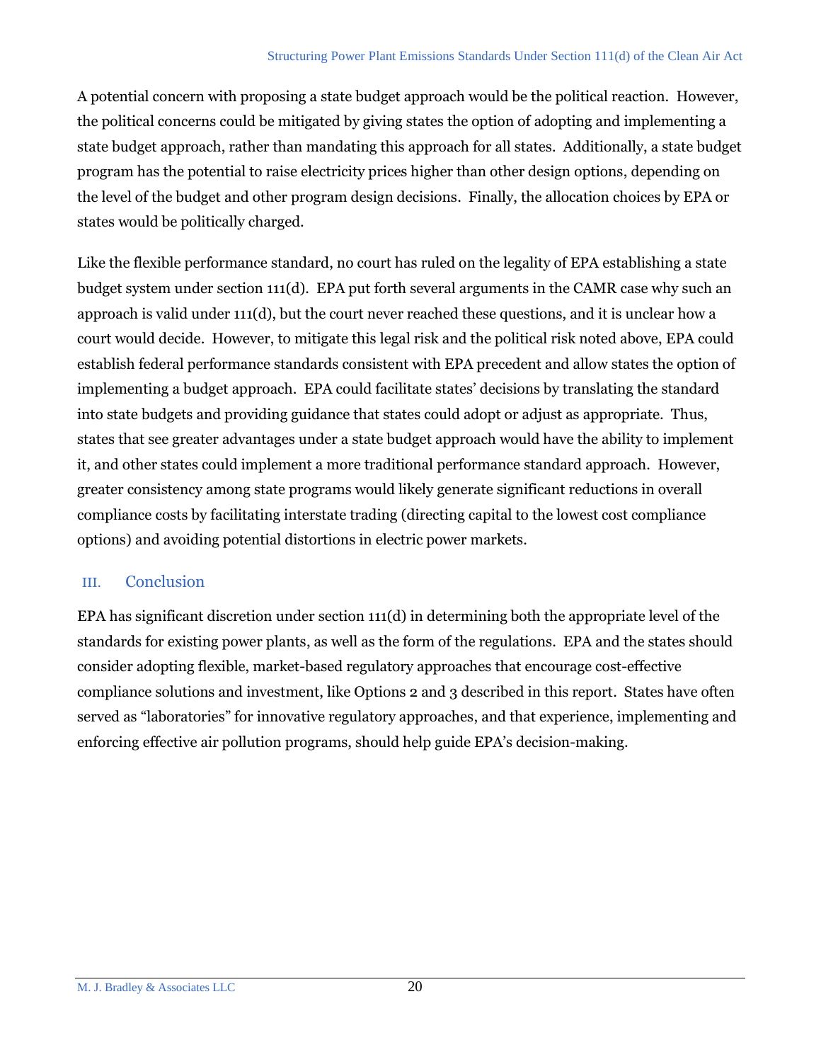A potential concern with proposing a state budget approach would be the political reaction. However, the political concerns could be mitigated by giving states the option of adopting and implementing a state budget approach, rather than mandating this approach for all states. Additionally, a state budget program has the potential to raise electricity prices higher than other design options, depending on the level of the budget and other program design decisions. Finally, the allocation choices by EPA or states would be politically charged.

Like the flexible performance standard, no court has ruled on the legality of EPA establishing a state budget system under section 111(d). EPA put forth several arguments in the CAMR case why such an approach is valid under 111(d), but the court never reached these questions, and it is unclear how a court would decide. However, to mitigate this legal risk and the political risk noted above, EPA could establish federal performance standards consistent with EPA precedent and allow states the option of implementing a budget approach. EPA could facilitate states' decisions by translating the standard into state budgets and providing guidance that states could adopt or adjust as appropriate. Thus, states that see greater advantages under a state budget approach would have the ability to implement it, and other states could implement a more traditional performance standard approach. However, greater consistency among state programs would likely generate significant reductions in overall compliance costs by facilitating interstate trading (directing capital to the lowest cost compliance options) and avoiding potential distortions in electric power markets.

## III. Conclusion

EPA has significant discretion under section 111(d) in determining both the appropriate level of the standards for existing power plants, as well as the form of the regulations. EPA and the states should consider adopting flexible, market-based regulatory approaches that encourage cost-effective compliance solutions and investment, like Options 2 and 3 described in this report. States have often served as "laboratories" for innovative regulatory approaches, and that experience, implementing and enforcing effective air pollution programs, should help guide EPA's decision-making.